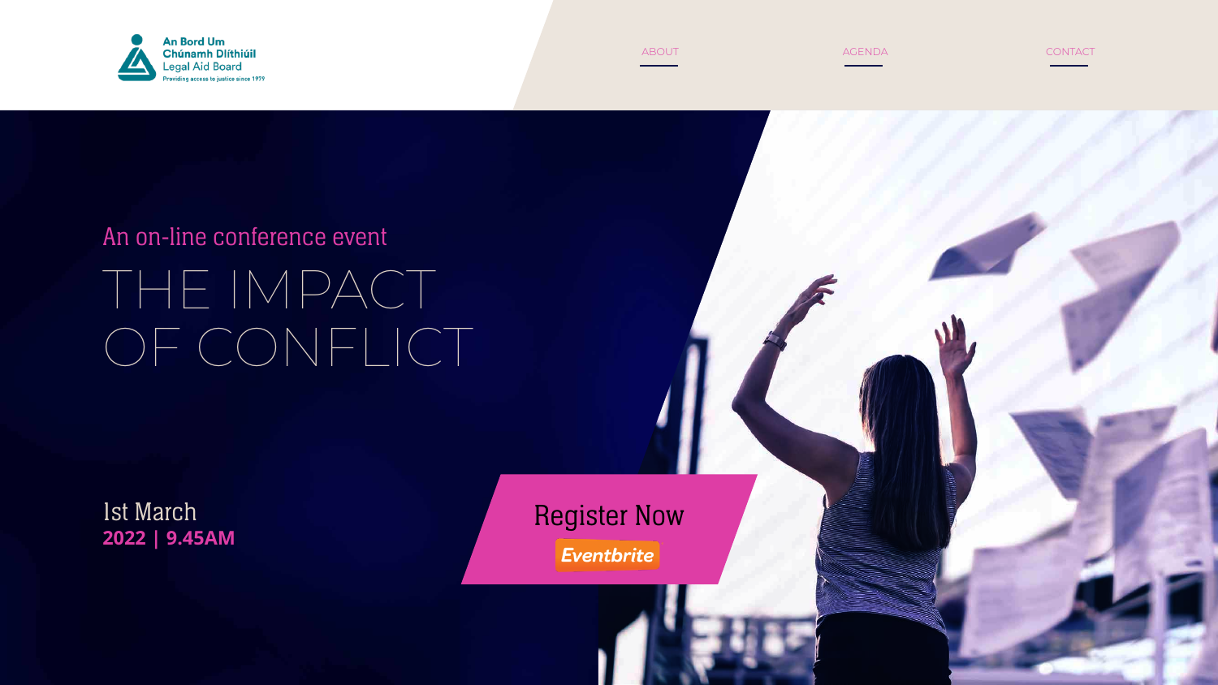An Bord Um Chúnamh Dlíthiúil
Legal Aid Board
Providing access to justice since 1979

ABOUT | AGENDA | CONTACT

An on-line conference event

# THE IMPACT OF CONFLICT

1st March
**2022 | 9.45AM**

Register Now
Eventbrite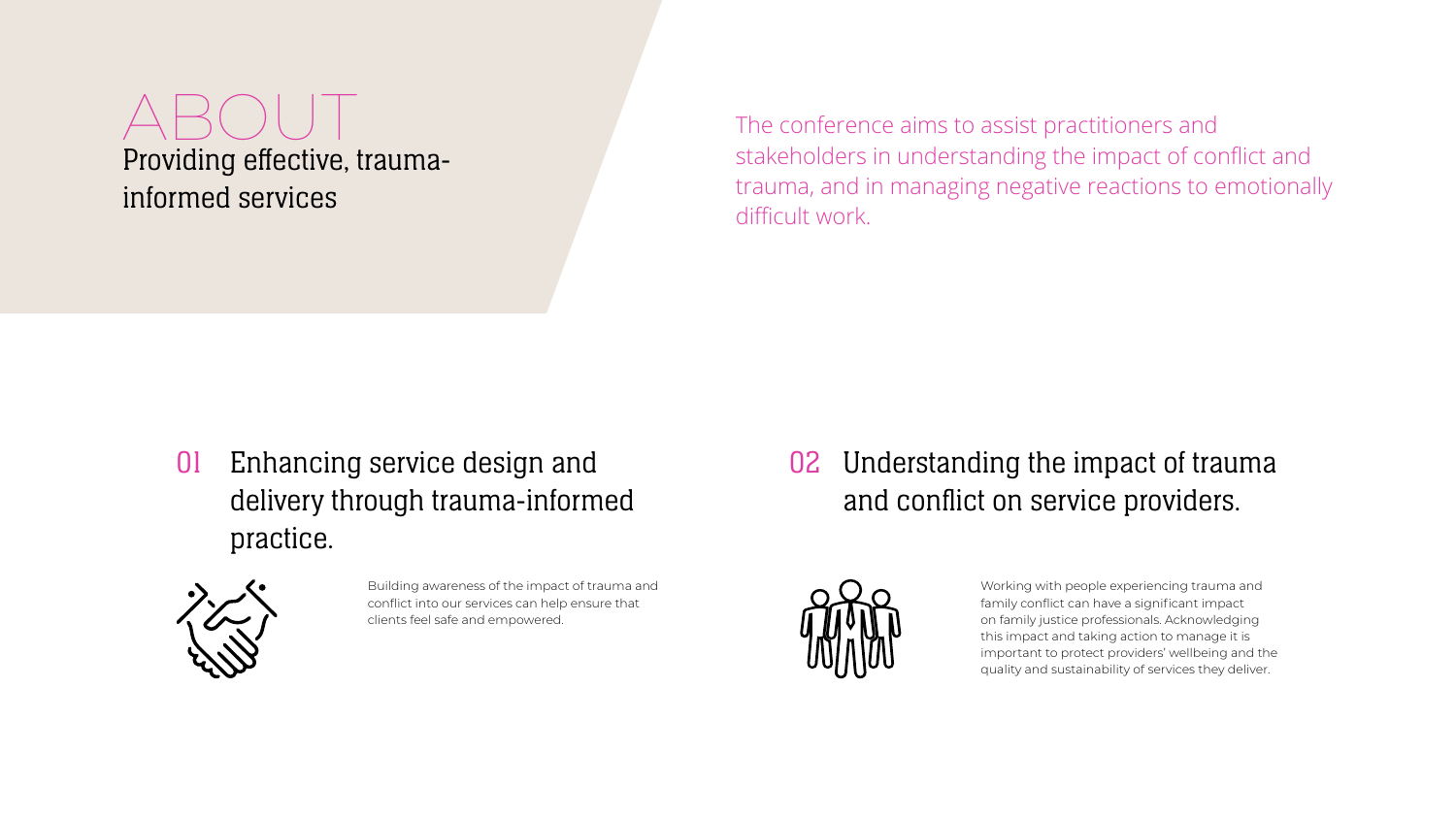# ABOUT

## Providing effective, trauma-informed services

The conference aims to assist practitioners and stakeholders in understanding the impact of conflict and trauma, and in managing negative reactions to emotionally difficult work.

### 01 Enhancing service design and delivery through trauma-informed practice.

Building awareness of the impact of trauma and conflict into our services can help ensure that clients feel safe and empowered.

### 02 Understanding the impact of trauma and conflict on service providers.

Working with people experiencing trauma and family conflict can have a significant impact on family justice professionals. Acknowledging this impact and taking action to manage it is important to protect providers' wellbeing and the quality and sustainability of services they deliver.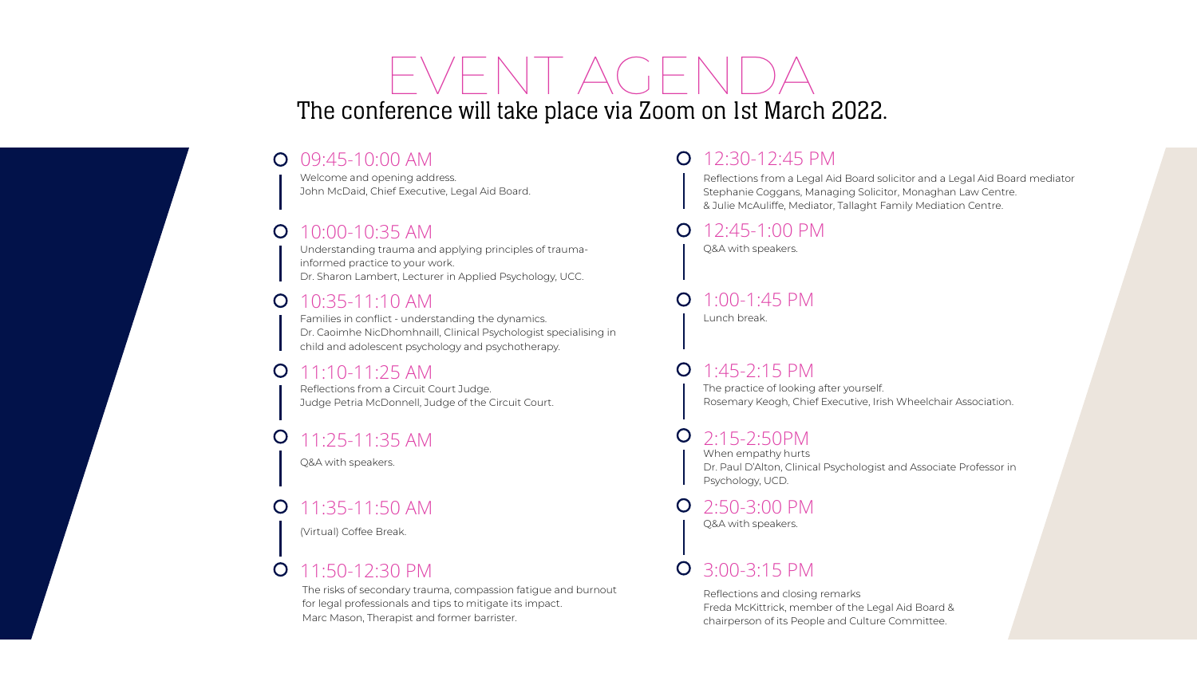# EVENT AGENDA

## The conference will take place via Zoom on 1st March 2022.

### 09:45-10:00 AM

Welcome and opening address.
John McDaid, Chief Executive, Legal Aid Board.

### 10:00-10:35 AM

Understanding trauma and applying principles of trauma-informed practice to your work.
Dr. Sharon Lambert, Lecturer in Applied Psychology, UCC.

### 10:35-11:10 AM

Families in conflict - understanding the dynamics.
Dr. Caoimhe NicDhomhnaill, Clinical Psychologist specialising in child and adolescent psychology and psychotherapy.

### 11:10-11:25 AM

Reflections from a Circuit Court Judge.
Judge Petria McDonnell, Judge of the Circuit Court.

### 11:25-11:35 AM

Q&A with speakers.

### 11:35-11:50 AM

(Virtual) Coffee Break.

### 11:50-12:30 PM

The risks of secondary trauma, compassion fatigue and burnout for legal professionals and tips to mitigate its impact.
Marc Mason, Therapist and former barrister.

### 12:30-12:45 PM

Reflections from a Legal Aid Board solicitor and a Legal Aid Board mediator
Stephanie Coggans, Managing Solicitor, Monaghan Law Centre.
& Julie McAuliffe, Mediator, Tallaght Family Mediation Centre.

### 12:45-1:00 PM

Q&A with speakers.

### 1:00-1:45 PM

Lunch break.

### 1:45-2:15 PM

The practice of looking after yourself.
Rosemary Keogh, Chief Executive, Irish Wheelchair Association.

### 2:15-2:50PM

When empathy hurts
Dr. Paul D'Alton, Clinical Psychologist and Associate Professor in Psychology, UCD.

### 2:50-3:00 PM

Q&A with speakers.

### 3:00-3:15 PM

Reflections and closing remarks
Freda McKittrick, member of the Legal Aid Board & chairperson of its People and Culture Committee.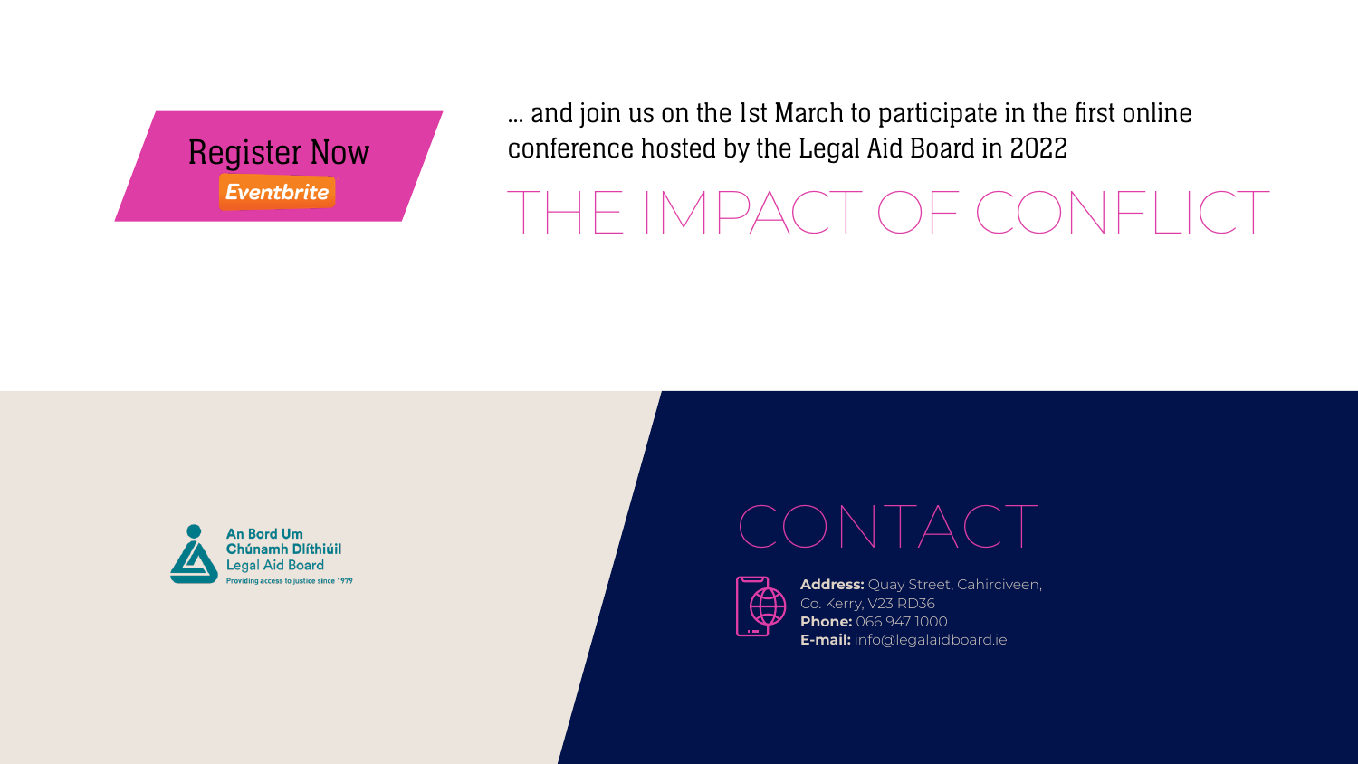Register Now

Eventbrite

... and join us on the 1st March to participate in the first online conference hosted by the Legal Aid Board in 2022

# THE IMPACT OF CONFLICT

An Bord Um Chúnamh Dlíthiúil
Legal Aid Board
Providing access to justice since 1979

## CONTACT

**Address:** Quay Street, Cahirciveen, Co. Kerry, V23 RD36
**Phone:** 066 947 1000
**E-mail:** info@legalaidboard.ie